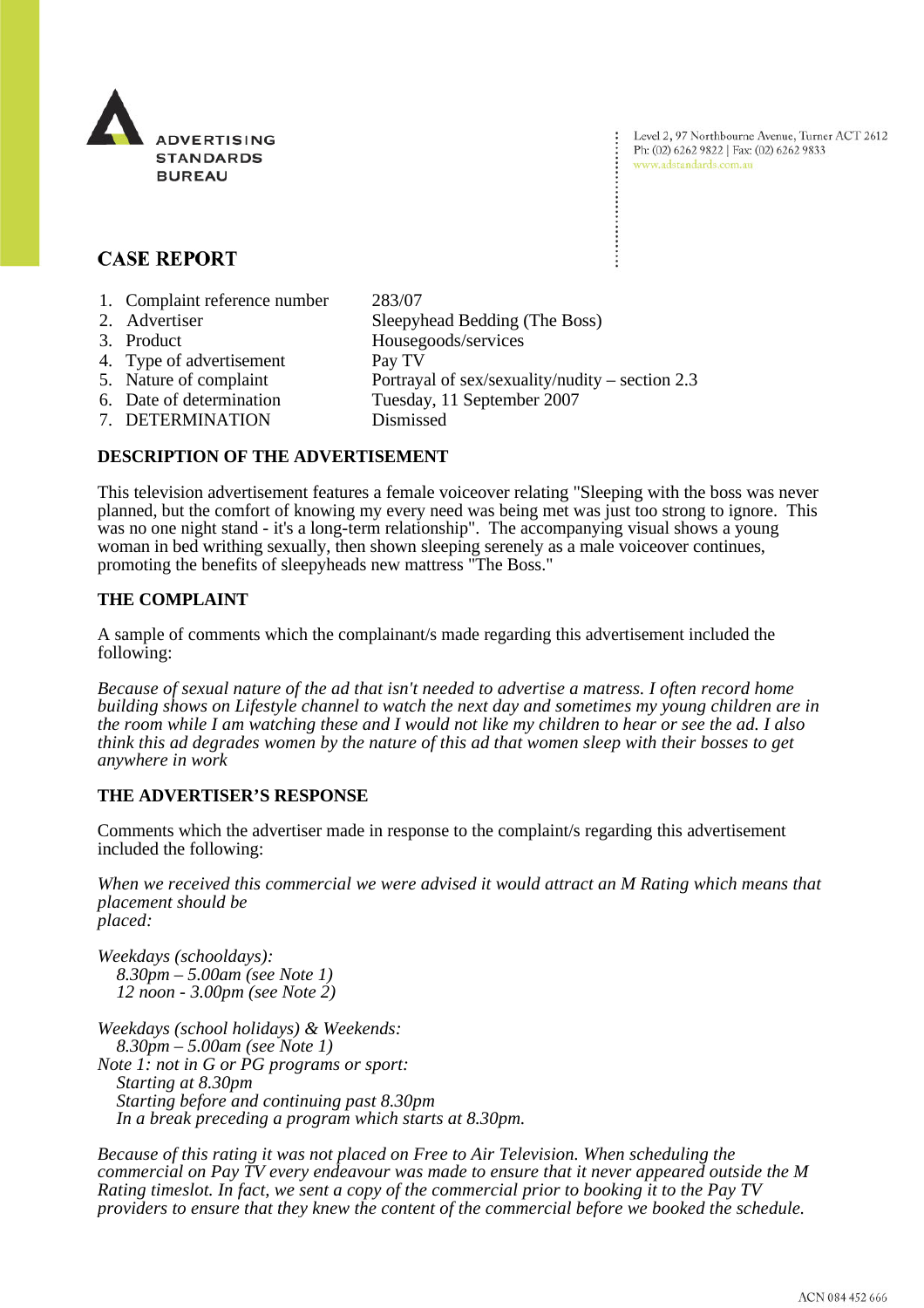ADVERTISING STANDARDS BUREAU

Level 2, 97 Northbourne Avenue, Turner ACT 2612
Ph: (02) 6262 9822 | Fax: (02) 6262 9833
www.adstandards.com.au

# CASE REPORT

| | | |
|---|---|---|
| 1. | Complaint reference number | 283/07 |
| 2. | Advertiser | Sleepyhead Bedding (The Boss) |
| 3. | Product | Housegoods/services |
| 4. | Type of advertisement | Pay TV |
| 5. | Nature of complaint | Portrayal of sex/sexuality/nudity – section 2.3 |
| 6. | Date of determination | Tuesday, 11 September 2007 |
| 7. | DETERMINATION | Dismissed |

## DESCRIPTION OF THE ADVERTISEMENT

This television advertisement features a female voiceover relating "Sleeping with the boss was never planned, but the comfort of knowing my every need was being met was just too strong to ignore. This was no one night stand - it's a long-term relationship". The accompanying visual shows a young woman in bed writhing sexually, then shown sleeping serenely as a male voiceover continues, promoting the benefits of sleepyheads new mattress "The Boss."

## THE COMPLAINT

A sample of comments which the complainant/s made regarding this advertisement included the following:

*Because of sexual nature of the ad that isn't needed to advertise a matress. I often record home building shows on Lifestyle channel to watch the next day and sometimes my young children are in the room while I am watching these and I would not like my children to hear or see the ad. I also think this ad degrades women by the nature of this ad that women sleep with their bosses to get anywhere in work*

## THE ADVERTISER'S RESPONSE

Comments which the advertiser made in response to the complaint/s regarding this advertisement included the following:

*When we received this commercial we were advised it would attract an M Rating which means that placement should be*
*placed:*

*Weekdays (schooldays):*
*8.30pm – 5.00am (see Note 1)*
*12 noon - 3.00pm (see Note 2)*

*Weekdays (school holidays) & Weekends:*
*8.30pm – 5.00am (see Note 1)*
*Note 1: not in G or PG programs or sport:*
*Starting at 8.30pm*
*Starting before and continuing past 8.30pm*
*In a break preceding a program which starts at 8.30pm.*

*Because of this rating it was not placed on Free to Air Television. When scheduling the commercial on Pay TV every endeavour was made to ensure that it never appeared outside the M Rating timeslot. In fact, we sent a copy of the commercial prior to booking it to the Pay TV providers to ensure that they knew the content of the commercial before we booked the schedule.*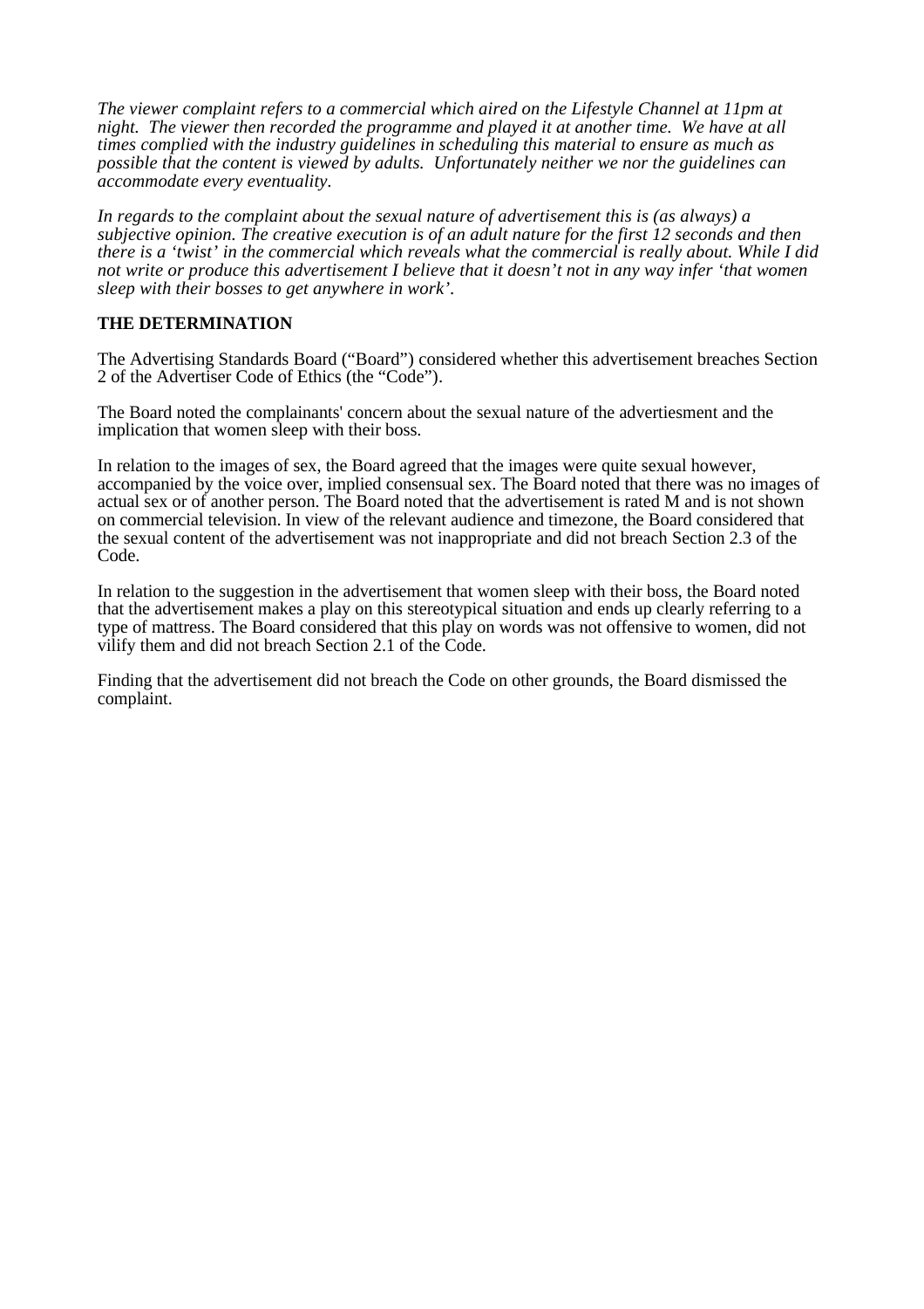*The viewer complaint refers to a commercial which aired on the Lifestyle Channel at 11pm at night. The viewer then recorded the programme and played it at another time. We have at all times complied with the industry guidelines in scheduling this material to ensure as much as possible that the content is viewed by adults. Unfortunately neither we nor the guidelines can accommodate every eventuality.*

*In regards to the complaint about the sexual nature of advertisement this is (as always) a subjective opinion. The creative execution is of an adult nature for the first 12 seconds and then there is a 'twist' in the commercial which reveals what the commercial is really about. While I did not write or produce this advertisement I believe that it doesn't not in any way infer 'that women sleep with their bosses to get anywhere in work'.*

**THE DETERMINATION**

The Advertising Standards Board ("Board") considered whether this advertisement breaches Section 2 of the Advertiser Code of Ethics (the "Code").

The Board noted the complainants' concern about the sexual nature of the advertiesment and the implication that women sleep with their boss.

In relation to the images of sex, the Board agreed that the images were quite sexual however, accompanied by the voice over, implied consensual sex. The Board noted that there was no images of actual sex or of another person. The Board noted that the advertisement is rated M and is not shown on commercial television. In view of the relevant audience and timezone, the Board considered that the sexual content of the advertisement was not inappropriate and did not breach Section 2.3 of the Code.

In relation to the suggestion in the advertisement that women sleep with their boss, the Board noted that the advertisement makes a play on this stereotypical situation and ends up clearly referring to a type of mattress. The Board considered that this play on words was not offensive to women, did not vilify them and did not breach Section 2.1 of the Code.

Finding that the advertisement did not breach the Code on other grounds, the Board dismissed the complaint.